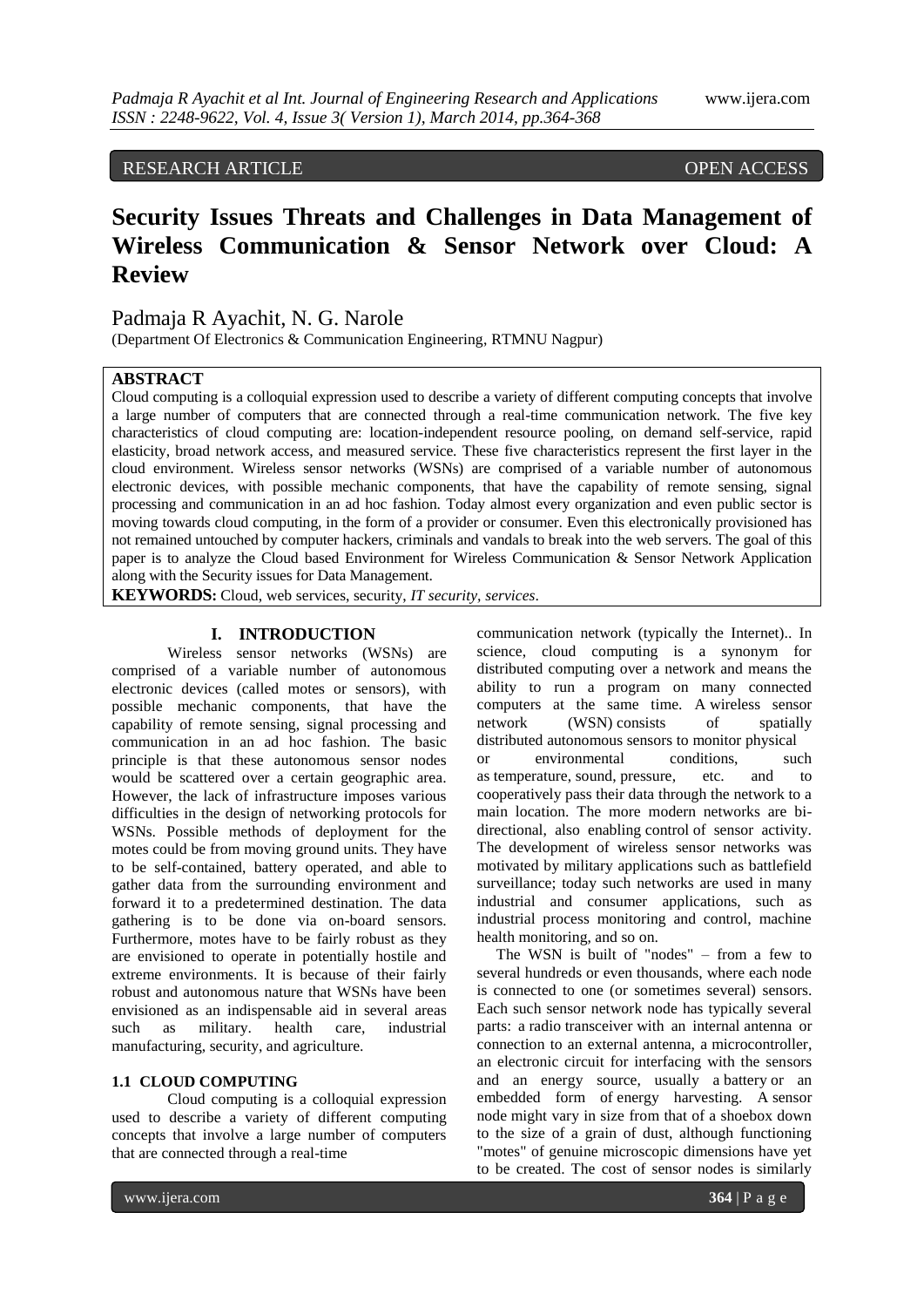RESEARCH ARTICLE OPEN ACCESS

# Security Issues Threats and Challenges in Data Management of Wireless Communication & Sensor Network over Cloud: A Review

Padmaja R Ayachit, N. G. Narole

(Department Of Electronics & Communication Engineering, RTMNU Nagpur)

**ABSTRACT**

Cloud computing is a colloquial expression used to describe a variety of different computing concepts that involve a large number of computers that are connected through a real-time communication network. The five key characteristics of cloud computing are: location-independent resource pooling, on demand self-service, rapid elasticity, broad network access, and measured service. These five characteristics represent the first layer in the cloud environment. Wireless sensor networks (WSNs) are comprised of a variable number of autonomous electronic devices, with possible mechanic components, that have the capability of remote sensing, signal processing and communication in an ad hoc fashion. Today almost every organization and even public sector is moving towards cloud computing, in the form of a provider or consumer. Even this electronically provisioned has not remained untouched by computer hackers, criminals and vandals to break into the web servers. The goal of this paper is to analyze the Cloud based Environment for Wireless Communication & Sensor Network Application along with the Security issues for Data Management.

**KEYWORDS:** Cloud, web services, security, *IT security, services*.

## I. INTRODUCTION

Wireless sensor networks (WSNs) are comprised of a variable number of autonomous electronic devices (called motes or sensors), with possible mechanic components, that have the capability of remote sensing, signal processing and communication in an ad hoc fashion. The basic principle is that these autonomous sensor nodes would be scattered over a certain geographic area. However, the lack of infrastructure imposes various difficulties in the design of networking protocols for WSNs. Possible methods of deployment for the motes could be from moving ground units. They have to be self-contained, battery operated, and able to gather data from the surrounding environment and forward it to a predetermined destination. The data gathering is to be done via on-board sensors. Furthermore, motes have to be fairly robust as they are envisioned to operate in potentially hostile and extreme environments. It is because of their fairly robust and autonomous nature that WSNs have been envisioned as an indispensable aid in several areas such as military. health care, industrial manufacturing, security, and agriculture.

### 1.1 CLOUD COMPUTING

Cloud computing is a colloquial expression used to describe a variety of different computing concepts that involve a large number of computers that are connected through a real-time communication network (typically the Internet).. In science, cloud computing is a synonym for distributed computing over a network and means the ability to run a program on many connected computers at the same time. A wireless sensor network (WSN) consists of spatially distributed autonomous sensors to monitor physical or environmental conditions, such as temperature, sound, pressure, etc. and to cooperatively pass their data through the network to a main location. The more modern networks are bi-directional, also enabling control of sensor activity. The development of wireless sensor networks was motivated by military applications such as battlefield surveillance; today such networks are used in many industrial and consumer applications, such as industrial process monitoring and control, machine health monitoring, and so on.

The WSN is built of "nodes" – from a few to several hundreds or even thousands, where each node is connected to one (or sometimes several) sensors. Each such sensor network node has typically several parts: a radio transceiver with an internal antenna or connection to an external antenna, a microcontroller, an electronic circuit for interfacing with the sensors and an energy source, usually a battery or an embedded form of energy harvesting. A sensor node might vary in size from that of a shoebox down to the size of a grain of dust, although functioning "motes" of genuine microscopic dimensions have yet to be created. The cost of sensor nodes is similarly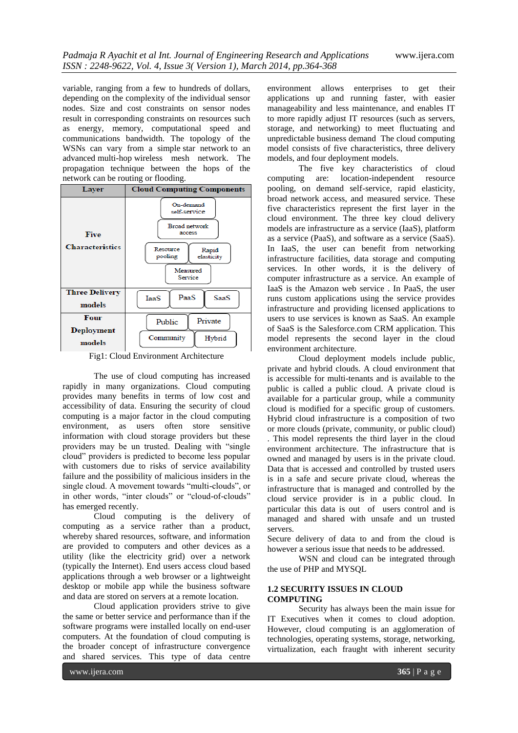variable, ranging from a few to hundreds of dollars, depending on the complexity of the individual sensor nodes. Size and cost constraints on sensor nodes result in corresponding constraints on resources such as energy, memory, computational speed and communications bandwidth. The topology of the WSNs can vary from a simple star network to an advanced multi-hop wireless mesh network. The propagation technique between the hops of the network can be routing or flooding.

| Layer | Cloud Computing Components |
|---|---|
| Five Characteristics | On-demand self-service; Broad network access; Resource pooling; Rapid elasticity; Measured Service |
| Three Delivery models | IaaS; PaaS; SaaS |
| Four Deployment models | Public; Private; Community; Hybrid |

Fig1: Cloud Environment Architecture

The use of cloud computing has increased rapidly in many organizations. Cloud computing provides many benefits in terms of low cost and accessibility of data. Ensuring the security of cloud computing is a major factor in the cloud computing environment, as users often store sensitive information with cloud storage providers but these providers may be un trusted. Dealing with "single cloud" providers is predicted to become less popular with customers due to risks of service availability failure and the possibility of malicious insiders in the single cloud. A movement towards "multi-clouds", or in other words, "inter clouds" or "cloud-of-clouds" has emerged recently.

Cloud computing is the delivery of computing as a service rather than a product, whereby shared resources, software, and information are provided to computers and other devices as a utility (like the electricity grid) over a network (typically the Internet). End users access cloud based applications through a web browser or a lightweight desktop or mobile app while the business software and data are stored on servers at a remote location.

Cloud application providers strive to give the same or better service and performance than if the software programs were installed locally on end-user computers. At the foundation of cloud computing is the broader concept of infrastructure convergence and shared services. This type of data centre environment allows enterprises to get their applications up and running faster, with easier manageability and less maintenance, and enables IT to more rapidly adjust IT resources (such as servers, storage, and networking) to meet fluctuating and unpredictable business demand The cloud computing model consists of five characteristics, three delivery models, and four deployment models.

The five key characteristics of cloud computing are: location-independent resource pooling, on demand self-service, rapid elasticity, broad network access, and measured service. These five characteristics represent the first layer in the cloud environment. The three key cloud delivery models are infrastructure as a service (IaaS), platform as a service (PaaS), and software as a service (SaaS). In IaaS, the user can benefit from networking infrastructure facilities, data storage and computing services. In other words, it is the delivery of computer infrastructure as a service. An example of IaaS is the Amazon web service . In PaaS, the user runs custom applications using the service provides infrastructure and providing licensed applications to users to use services is known as SaaS. An example of SaaS is the Salesforce.com CRM application. This model represents the second layer in the cloud environment architecture.

Cloud deployment models include public, private and hybrid clouds. A cloud environment that is accessible for multi-tenants and is available to the public is called a public cloud. A private cloud is available for a particular group, while a community cloud is modified for a specific group of customers. Hybrid cloud infrastructure is a composition of two or more clouds (private, community, or public cloud) . This model represents the third layer in the cloud environment architecture. The infrastructure that is owned and managed by users is in the private cloud. Data that is accessed and controlled by trusted users is in a safe and secure private cloud, whereas the infrastructure that is managed and controlled by the cloud service provider is in a public cloud. In particular this data is out of users control and is managed and shared with unsafe and un trusted servers.

Secure delivery of data to and from the cloud is however a serious issue that needs to be addressed.

WSN and cloud can be integrated through the use of PHP and MYSQL

### 1.2 SECURITY ISSUES IN CLOUD COMPUTING

Security has always been the main issue for IT Executives when it comes to cloud adoption. However, cloud computing is an agglomeration of technologies, operating systems, storage, networking, virtualization, each fraught with inherent security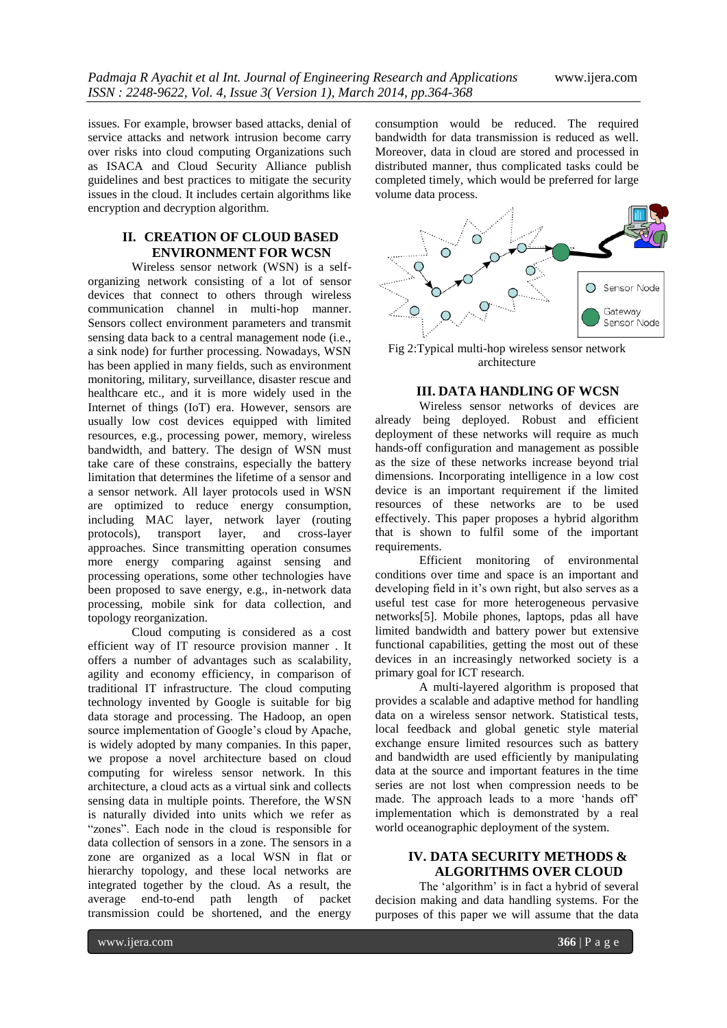issues. For example, browser based attacks, denial of service attacks and network intrusion become carry over risks into cloud computing Organizations such as ISACA and Cloud Security Alliance publish guidelines and best practices to mitigate the security issues in the cloud. It includes certain algorithms like encryption and decryption algorithm.

## II. CREATION OF CLOUD BASED ENVIRONMENT FOR WCSN

Wireless sensor network (WSN) is a self-organizing network consisting of a lot of sensor devices that connect to others through wireless communication channel in multi-hop manner. Sensors collect environment parameters and transmit sensing data back to a central management node (i.e., a sink node) for further processing. Nowadays, WSN has been applied in many fields, such as environment monitoring, military, surveillance, disaster rescue and healthcare etc., and it is more widely used in the Internet of things (IoT) era. However, sensors are usually low cost devices equipped with limited resources, e.g., processing power, memory, wireless bandwidth, and battery. The design of WSN must take care of these constrains, especially the battery limitation that determines the lifetime of a sensor and a sensor network. All layer protocols used in WSN are optimized to reduce energy consumption, including MAC layer, network layer (routing protocols), transport layer, and cross-layer approaches. Since transmitting operation consumes more energy comparing against sensing and processing operations, some other technologies have been proposed to save energy, e.g., in-network data processing, mobile sink for data collection, and topology reorganization.

Cloud computing is considered as a cost efficient way of IT resource provision manner . It offers a number of advantages such as scalability, agility and economy efficiency, in comparison of traditional IT infrastructure. The cloud computing technology invented by Google is suitable for big data storage and processing. The Hadoop, an open source implementation of Google's cloud by Apache, is widely adopted by many companies. In this paper, we propose a novel architecture based on cloud computing for wireless sensor network. In this architecture, a cloud acts as a virtual sink and collects sensing data in multiple points. Therefore, the WSN is naturally divided into units which we refer as "zones". Each node in the cloud is responsible for data collection of sensors in a zone. The sensors in a zone are organized as a local WSN in flat or hierarchy topology, and these local networks are integrated together by the cloud. As a result, the average end-to-end path length of packet transmission could be shortened, and the energy consumption would be reduced. The required bandwidth for data transmission is reduced as well. Moreover, data in cloud are stored and processed in distributed manner, thus complicated tasks could be completed timely, which would be preferred for large volume data process.

Fig 2:Typical multi-hop wireless sensor network architecture

## III. DATA HANDLING OF WCSN

Wireless sensor networks of devices are already being deployed. Robust and efficient deployment of these networks will require as much hands-off configuration and management as possible as the size of these networks increase beyond trial dimensions. Incorporating intelligence in a low cost device is an important requirement if the limited resources of these networks are to be used effectively. This paper proposes a hybrid algorithm that is shown to fulfil some of the important requirements.

Efficient monitoring of environmental conditions over time and space is an important and developing field in it's own right, but also serves as a useful test case for more heterogeneous pervasive networks[5]. Mobile phones, laptops, pdas all have limited bandwidth and battery power but extensive functional capabilities, getting the most out of these devices in an increasingly networked society is a primary goal for ICT research.

A multi-layered algorithm is proposed that provides a scalable and adaptive method for handling data on a wireless sensor network. Statistical tests, local feedback and global genetic style material exchange ensure limited resources such as battery and bandwidth are used efficiently by manipulating data at the source and important features in the time series are not lost when compression needs to be made. The approach leads to a more 'hands off' implementation which is demonstrated by a real world oceanographic deployment of the system.

## IV. DATA SECURITY METHODS & ALGORITHMS OVER CLOUD

The 'algorithm' is in fact a hybrid of several decision making and data handling systems. For the purposes of this paper we will assume that the data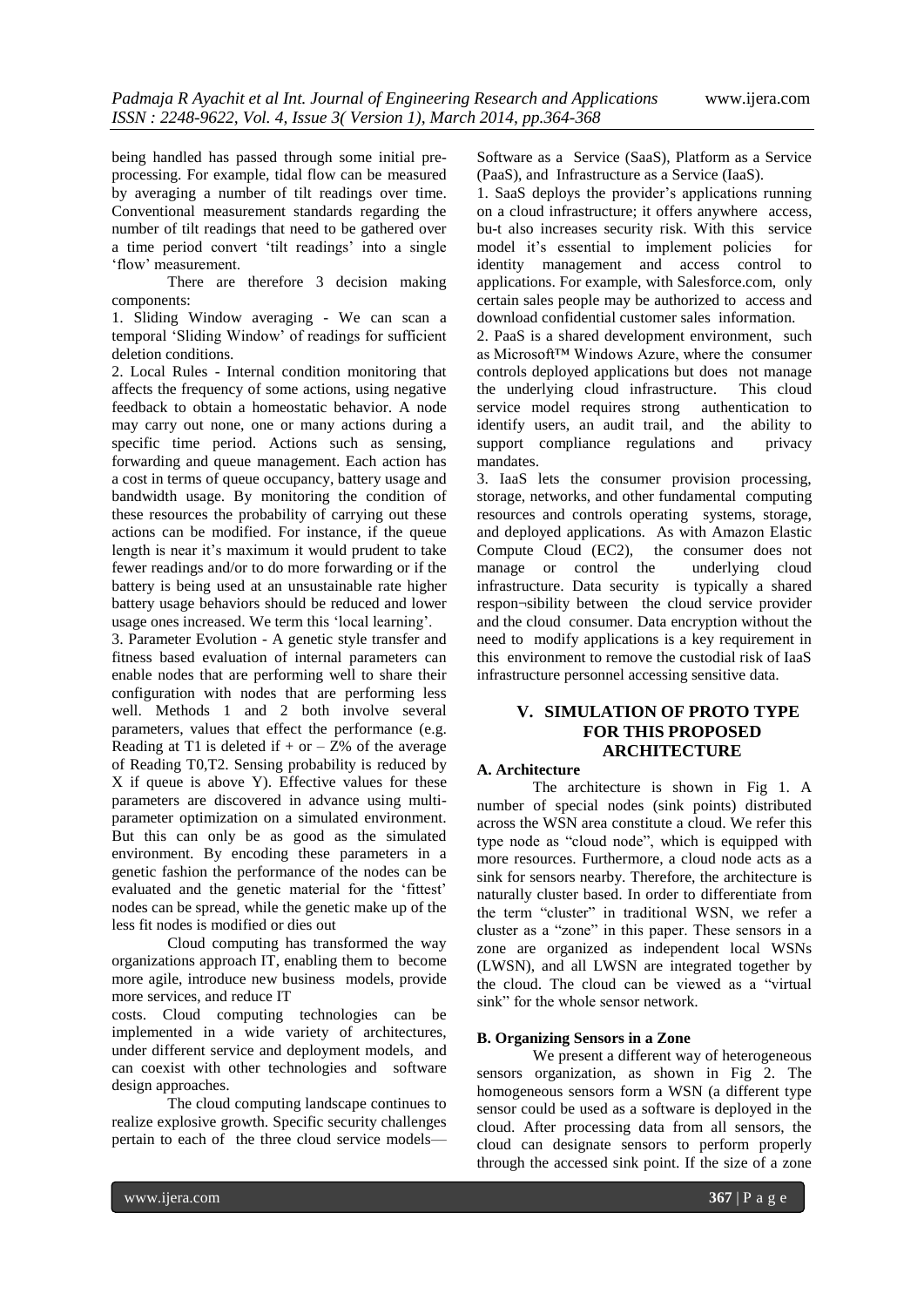being handled has passed through some initial pre-processing. For example, tidal flow can be measured by averaging a number of tilt readings over time. Conventional measurement standards regarding the number of tilt readings that need to be gathered over a time period convert 'tilt readings' into a single 'flow' measurement.

There are therefore 3 decision making components:

1. Sliding Window averaging - We can scan a temporal 'Sliding Window' of readings for sufficient deletion conditions.
2. Local Rules - Internal condition monitoring that affects the frequency of some actions, using negative feedback to obtain a homeostatic behavior. A node may carry out none, one or many actions during a specific time period. Actions such as sensing, forwarding and queue management. Each action has a cost in terms of queue occupancy, battery usage and bandwidth usage. By monitoring the condition of these resources the probability of carrying out these actions can be modified. For instance, if the queue length is near it's maximum it would prudent to take fewer readings and/or to do more forwarding or if the battery is being used at an unsustainable rate higher battery usage behaviors should be reduced and lower usage ones increased. We term this 'local learning'.
3. Parameter Evolution - A genetic style transfer and fitness based evaluation of internal parameters can enable nodes that are performing well to share their configuration with nodes that are performing less well. Methods 1 and 2 both involve several parameters, values that effect the performance (e.g. Reading at T1 is deleted if + or – Z% of the average of Reading T0,T2. Sensing probability is reduced by X if queue is above Y). Effective values for these parameters are discovered in advance using multi-parameter optimization on a simulated environment. But this can only be as good as the simulated environment. By encoding these parameters in a genetic fashion the performance of the nodes can be evaluated and the genetic material for the 'fittest' nodes can be spread, while the genetic make up of the less fit nodes is modified or dies out

Cloud computing has transformed the way organizations approach IT, enabling them to become more agile, introduce new business models, provide more services, and reduce IT costs. Cloud computing technologies can be implemented in a wide variety of architectures, under different service and deployment models, and can coexist with other technologies and software design approaches.

The cloud computing landscape continues to realize explosive growth. Specific security challenges pertain to each of the three cloud service models—Software as a Service (SaaS), Platform as a Service (PaaS), and Infrastructure as a Service (IaaS).

1. SaaS deploys the provider's applications running on a cloud infrastructure; it offers anywhere access, bu-t also increases security risk. With this service model it's essential to implement policies for identity management and access control to applications. For example, with Salesforce.com, only certain sales people may be authorized to access and download confidential customer sales information.
2. PaaS is a shared development environment, such as Microsoft™ Windows Azure, where the consumer controls deployed applications but does not manage the underlying cloud infrastructure. This cloud service model requires strong authentication to identify users, an audit trail, and the ability to support compliance regulations and privacy mandates.
3. IaaS lets the consumer provision processing, storage, networks, and other fundamental computing resources and controls operating systems, storage, and deployed applications. As with Amazon Elastic Compute Cloud (EC2), the consumer does not manage or control the underlying cloud infrastructure. Data security is typically a shared respon¬sibility between the cloud service provider and the cloud consumer. Data encryption without the need to modify applications is a key requirement in this environment to remove the custodial risk of IaaS infrastructure personnel accessing sensitive data.

## V. SIMULATION OF PROTO TYPE FOR THIS PROPOSED ARCHITECTURE

### A. Architecture

The architecture is shown in Fig 1. A number of special nodes (sink points) distributed across the WSN area constitute a cloud. We refer this type node as "cloud node", which is equipped with more resources. Furthermore, a cloud node acts as a sink for sensors nearby. Therefore, the architecture is naturally cluster based. In order to differentiate from the term "cluster" in traditional WSN, we refer a cluster as a "zone" in this paper. These sensors in a zone are organized as independent local WSNs (LWSN), and all LWSN are integrated together by the cloud. The cloud can be viewed as a "virtual sink" for the whole sensor network.

### B. Organizing Sensors in a Zone

We present a different way of heterogeneous sensors organization, as shown in Fig 2. The homogeneous sensors form a WSN (a different type sensor could be used as a software is deployed in the cloud. After processing data from all sensors, the cloud can designate sensors to perform properly through the accessed sink point. If the size of a zone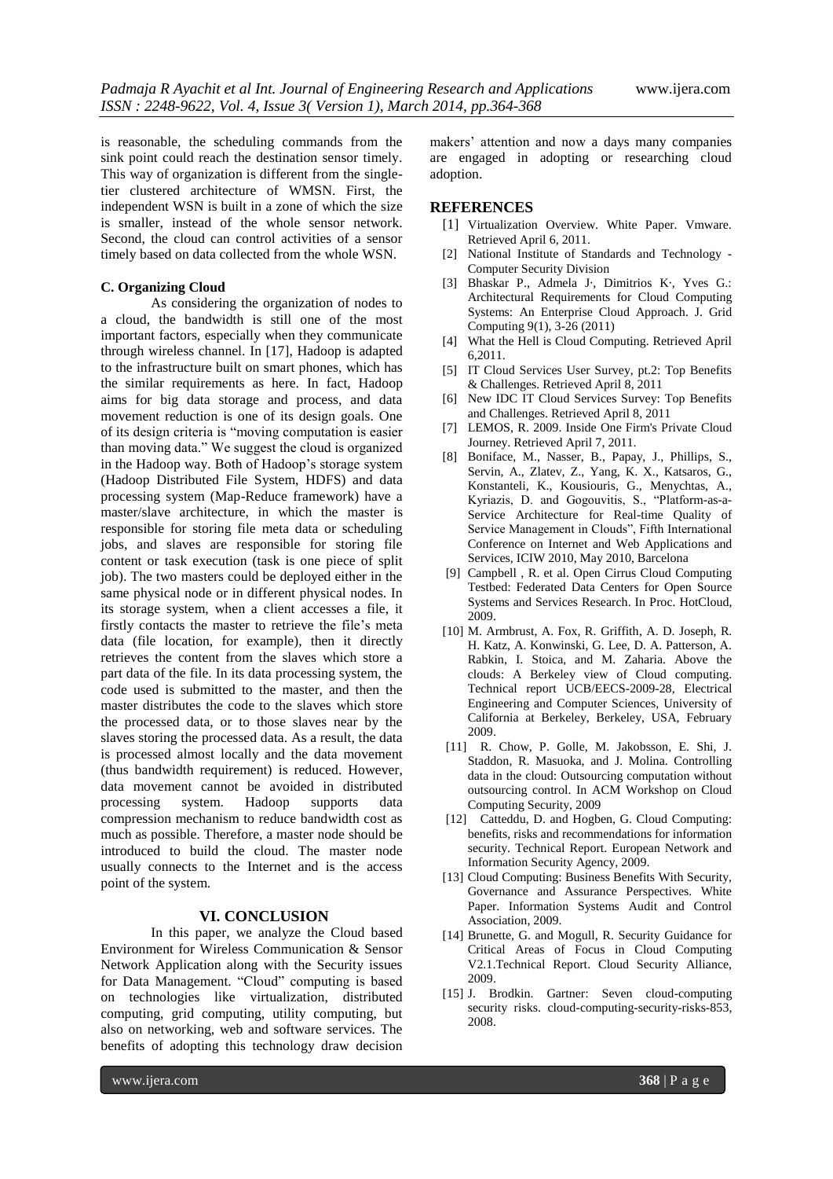is reasonable, the scheduling commands from the sink point could reach the destination sensor timely. This way of organization is different from the single-tier clustered architecture of WMSN. First, the independent WSN is built in a zone of which the size is smaller, instead of the whole sensor network. Second, the cloud can control activities of a sensor timely based on data collected from the whole WSN.

### C. Organizing Cloud

As considering the organization of nodes to a cloud, the bandwidth is still one of the most important factors, especially when they communicate through wireless channel. In [17], Hadoop is adapted to the infrastructure built on smart phones, which has the similar requirements as here. In fact, Hadoop aims for big data storage and process, and data movement reduction is one of its design goals. One of its design criteria is "moving computation is easier than moving data." We suggest the cloud is organized in the Hadoop way. Both of Hadoop's storage system (Hadoop Distributed File System, HDFS) and data processing system (Map-Reduce framework) have a master/slave architecture, in which the master is responsible for storing file meta data or scheduling jobs, and slaves are responsible for storing file content or task execution (task is one piece of split job). The two masters could be deployed either in the same physical node or in different physical nodes. In its storage system, when a client accesses a file, it firstly contacts the master to retrieve the file's meta data (file location, for example), then it directly retrieves the content from the slaves which store a part data of the file. In its data processing system, the code used is submitted to the master, and then the master distributes the code to the slaves which store the processed data, or to those slaves near by the slaves storing the processed data. As a result, the data is processed almost locally and the data movement (thus bandwidth requirement) is reduced. However, data movement cannot be avoided in distributed processing system. Hadoop supports data compression mechanism to reduce bandwidth cost as much as possible. Therefore, a master node should be introduced to build the cloud. The master node usually connects to the Internet and is the access point of the system.

## VI. CONCLUSION

In this paper, we analyze the Cloud based Environment for Wireless Communication & Sensor Network Application along with the Security issues for Data Management. "Cloud" computing is based on technologies like virtualization, distributed computing, grid computing, utility computing, but also on networking, web and software services. The benefits of adopting this technology draw decision makers' attention and now a days many companies are engaged in adopting or researching cloud adoption.

## REFERENCES

[1] Virtualization Overview. White Paper. Vmware. Retrieved April 6, 2011.

[2] National Institute of Standards and Technology - Computer Security Division

[3] Bhaskar P., Admela J·, Dimitrios K·, Yves G.: Architectural Requirements for Cloud Computing Systems: An Enterprise Cloud Approach. J. Grid Computing 9(1), 3-26 (2011)

[4] What the Hell is Cloud Computing. Retrieved April 6,2011.

[5] IT Cloud Services User Survey, pt.2: Top Benefits & Challenges. Retrieved April 8, 2011

[6] New IDC IT Cloud Services Survey: Top Benefits and Challenges. Retrieved April 8, 2011

[7] LEMOS, R. 2009. Inside One Firm's Private Cloud Journey. Retrieved April 7, 2011.

[8] Boniface, M., Nasser, B., Papay, J., Phillips, S., Servin, A., Zlatev, Z., Yang, K. X., Katsaros, G., Konstanteli, K., Kousiouris, G., Menychtas, A., Kyriazis, D. and Gogouvitis, S., "Platform-as-a-Service Architecture for Real-time Quality of Service Management in Clouds", Fifth International Conference on Internet and Web Applications and Services, ICIW 2010, May 2010, Barcelona

[9] Campbell , R. et al. Open Cirrus Cloud Computing Testbed: Federated Data Centers for Open Source Systems and Services Research. In Proc. HotCloud, 2009.

[10] M. Armbrust, A. Fox, R. Griffith, A. D. Joseph, R. H. Katz, A. Konwinski, G. Lee, D. A. Patterson, A. Rabkin, I. Stoica, and M. Zaharia. Above the clouds: A Berkeley view of Cloud computing. Technical report UCB/EECS-2009-28, Electrical Engineering and Computer Sciences, University of California at Berkeley, Berkeley, USA, February 2009.

[11] R. Chow, P. Golle, M. Jakobsson, E. Shi, J. Staddon, R. Masuoka, and J. Molina. Controlling data in the cloud: Outsourcing computation without outsourcing control. In ACM Workshop on Cloud Computing Security, 2009

[12] Catteddu, D. and Hogben, G. Cloud Computing: benefits, risks and recommendations for information security. Technical Report. European Network and Information Security Agency, 2009.

[13] Cloud Computing: Business Benefits With Security, Governance and Assurance Perspectives. White Paper. Information Systems Audit and Control Association, 2009.

[14] Brunette, G. and Mogull, R. Security Guidance for Critical Areas of Focus in Cloud Computing V2.1.Technical Report. Cloud Security Alliance, 2009.

[15] J. Brodkin. Gartner: Seven cloud-computing security risks. cloud-computing-security-risks-853, 2008.